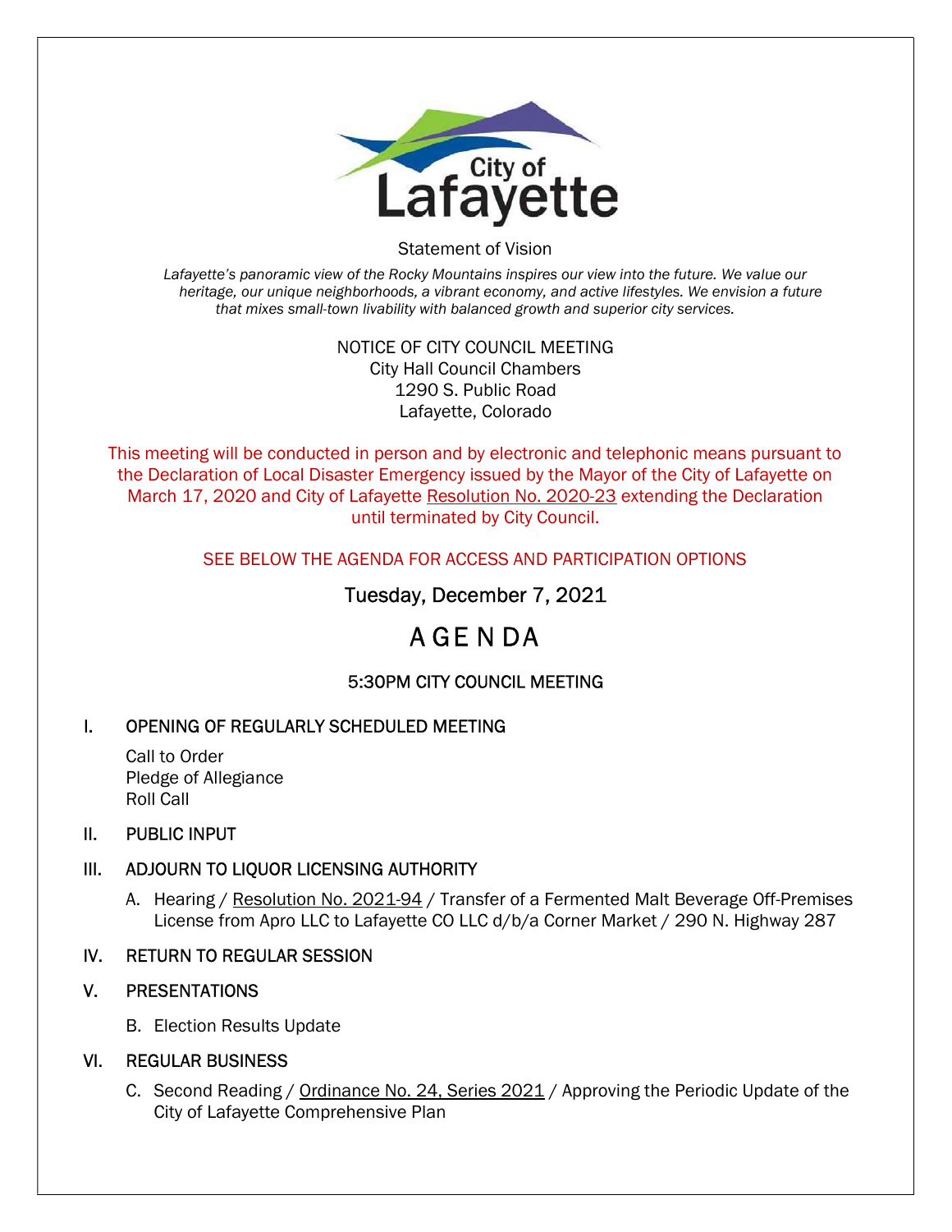City of Lafayette

Statement of Vision

*Lafayette's panoramic view of the Rocky Mountains inspires our view into the future. We value our heritage, our unique neighborhoods, a vibrant economy, and active lifestyles. We envision a future that mixes small-town livability with balanced growth and superior city services.*

NOTICE OF CITY COUNCIL MEETING
City Hall Council Chambers
1290 S. Public Road
Lafayette, Colorado

This meeting will be conducted in person and by electronic and telephonic means pursuant to the Declaration of Local Disaster Emergency issued by the Mayor of the City of Lafayette on March 17, 2020 and City of Lafayette Resolution No. 2020-23 extending the Declaration until terminated by City Council.

SEE BELOW THE AGENDA FOR ACCESS AND PARTICIPATION OPTIONS

Tuesday, December 7, 2021

# A GE N DA

## 5:30PM CITY COUNCIL MEETING

### I. OPENING OF REGULARLY SCHEDULED MEETING

Call to Order
Pledge of Allegiance
Roll Call

### II. PUBLIC INPUT

### III. ADJOURN TO LIQUOR LICENSING AUTHORITY

A. Hearing / Resolution No. 2021-94 / Transfer of a Fermented Malt Beverage Off-Premises License from Apro LLC to Lafayette CO LLC d/b/a Corner Market / 290 N. Highway 287

### IV. RETURN TO REGULAR SESSION

### V. PRESENTATIONS

B. Election Results Update

### VI. REGULAR BUSINESS

C. Second Reading / Ordinance No. 24, Series 2021 / Approving the Periodic Update of the City of Lafayette Comprehensive Plan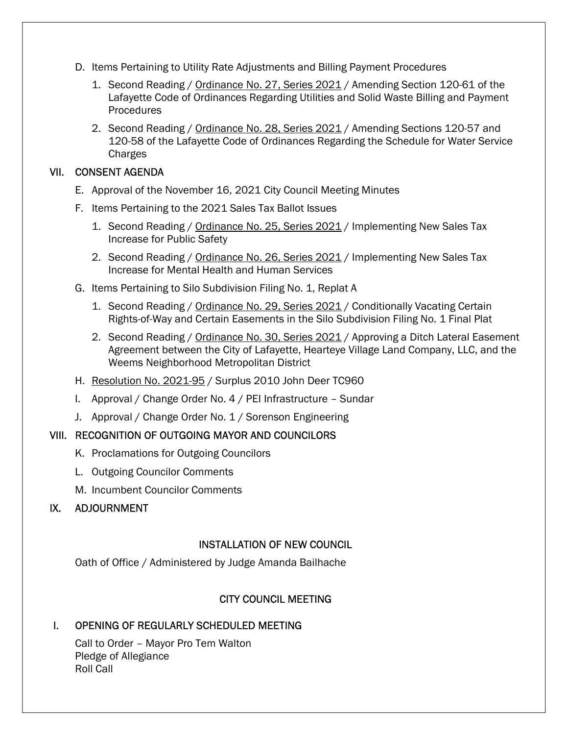D. Items Pertaining to Utility Rate Adjustments and Billing Payment Procedures

   1. Second Reading / Ordinance No. 27, Series 2021 / Amending Section 120-61 of the Lafayette Code of Ordinances Regarding Utilities and Solid Waste Billing and Payment Procedures

   2. Second Reading / Ordinance No. 28, Series 2021 / Amending Sections 120-57 and 120-58 of the Lafayette Code of Ordinances Regarding the Schedule for Water Service Charges

## VII. CONSENT AGENDA

E. Approval of the November 16, 2021 City Council Meeting Minutes

F. Items Pertaining to the 2021 Sales Tax Ballot Issues

   1. Second Reading / Ordinance No. 25, Series 2021 / Implementing New Sales Tax Increase for Public Safety

   2. Second Reading / Ordinance No. 26, Series 2021 / Implementing New Sales Tax Increase for Mental Health and Human Services

G. Items Pertaining to Silo Subdivision Filing No. 1, Replat A

   1. Second Reading / Ordinance No. 29, Series 2021 / Conditionally Vacating Certain Rights-of-Way and Certain Easements in the Silo Subdivision Filing No. 1 Final Plat

   2. Second Reading / Ordinance No. 30, Series 2021 / Approving a Ditch Lateral Easement Agreement between the City of Lafayette, Hearteye Village Land Company, LLC, and the Weems Neighborhood Metropolitan District

H. Resolution No. 2021-95 / Surplus 2010 John Deer TC960

I. Approval / Change Order No. 4 / PEI Infrastructure – Sundar

J. Approval / Change Order No. 1 / Sorenson Engineering

## VIII. RECOGNITION OF OUTGOING MAYOR AND COUNCILORS

K. Proclamations for Outgoing Councilors

L. Outgoing Councilor Comments

M. Incumbent Councilor Comments

## IX. ADJOURNMENT

## INSTALLATION OF NEW COUNCIL

Oath of Office / Administered by Judge Amanda Bailhache

## CITY COUNCIL MEETING

## I. OPENING OF REGULARLY SCHEDULED MEETING

Call to Order – Mayor Pro Tem Walton
Pledge of Allegiance
Roll Call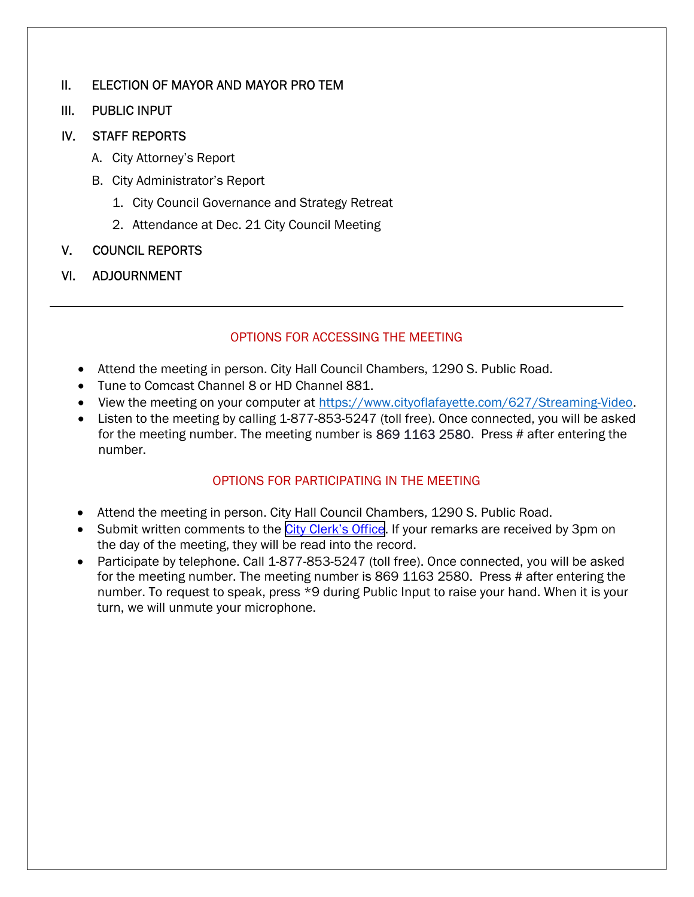II. ELECTION OF MAYOR AND MAYOR PRO TEM

III. PUBLIC INPUT

IV. STAFF REPORTS

   A. City Attorney's Report

   B. City Administrator's Report

      1. City Council Governance and Strategy Retreat

      2. Attendance at Dec. 21 City Council Meeting

V. COUNCIL REPORTS

VI. ADJOURNMENT

---

## OPTIONS FOR ACCESSING THE MEETING

- Attend the meeting in person. City Hall Council Chambers, 1290 S. Public Road.
- Tune to Comcast Channel 8 or HD Channel 881.
- View the meeting on your computer at https://www.cityoflafayette.com/627/Streaming-Video.
- Listen to the meeting by calling 1-877-853-5247 (toll free). Once connected, you will be asked for the meeting number. The meeting number is 869 1163 2580. Press # after entering the number.

## OPTIONS FOR PARTICIPATING IN THE MEETING

- Attend the meeting in person. City Hall Council Chambers, 1290 S. Public Road.
- Submit written comments to the City Clerk's Office. If your remarks are received by 3pm on the day of the meeting, they will be read into the record.
- Participate by telephone. Call 1-877-853-5247 (toll free). Once connected, you will be asked for the meeting number. The meeting number is 869 1163 2580. Press # after entering the number. To request to speak, press *9 during Public Input to raise your hand. When it is your turn, we will unmute your microphone.